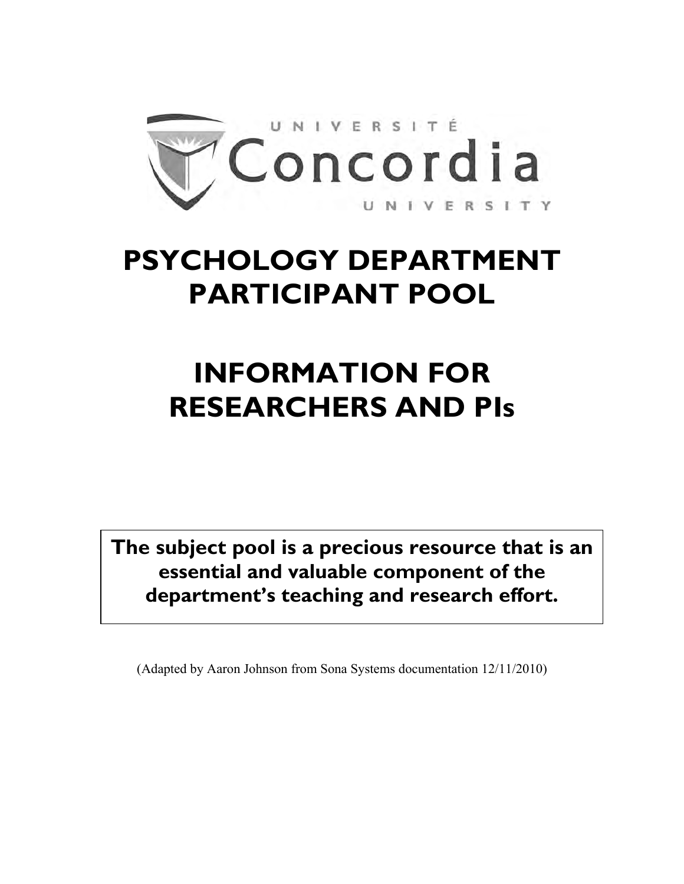UNIVERSITÉ Concordia UNIVERSITY

# PSYCHOLOGY DEPARTMENT PARTICIPANT POOL

# INFORMATION FOR RESEARCHERS AND PIs

**The subject pool is a precious resource that is an essential and valuable component of the department's teaching and research effort.**

(Adapted by Aaron Johnson from Sona Systems documentation 12/11/2010)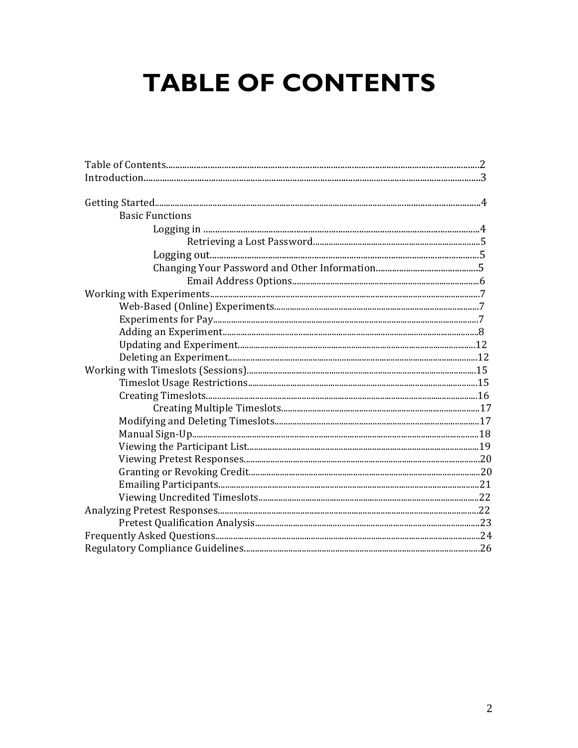# TABLE OF CONTENTS

- Table of Contents....................2
- Introduction....................3
- Getting Started....................4
  - Basic Functions
    - Logging in ....................4
      - Retrieving a Lost Password....................5
    - Logging out....................5
    - Changing Your Password and Other Information....................5
      - Email Address Options....................6
- Working with Experiments....................7
  - Web-Based (Online) Experiments....................7
  - Experiments for Pay....................7
  - Adding an Experiment....................8
  - Updating and Experiment....................12
  - Deleting an Experiment....................12
- Working with Timeslots (Sessions)....................15
  - Timeslot Usage Restrictions....................15
  - Creating Timeslots....................16
    - Creating Multiple Timeslots....................17
  - Modifying and Deleting Timeslots....................17
  - Manual Sign-Up....................18
  - Viewing the Participant List....................19
  - Viewing Pretest Responses....................20
  - Granting or Revoking Credit....................20
  - Emailing Participants....................21
  - Viewing Uncredited Timeslots....................22
- Analyzing Pretest Responses....................22
  - Pretest Qualification Analysis....................23
- Frequently Asked Questions....................24
- Regulatory Compliance Guidelines....................26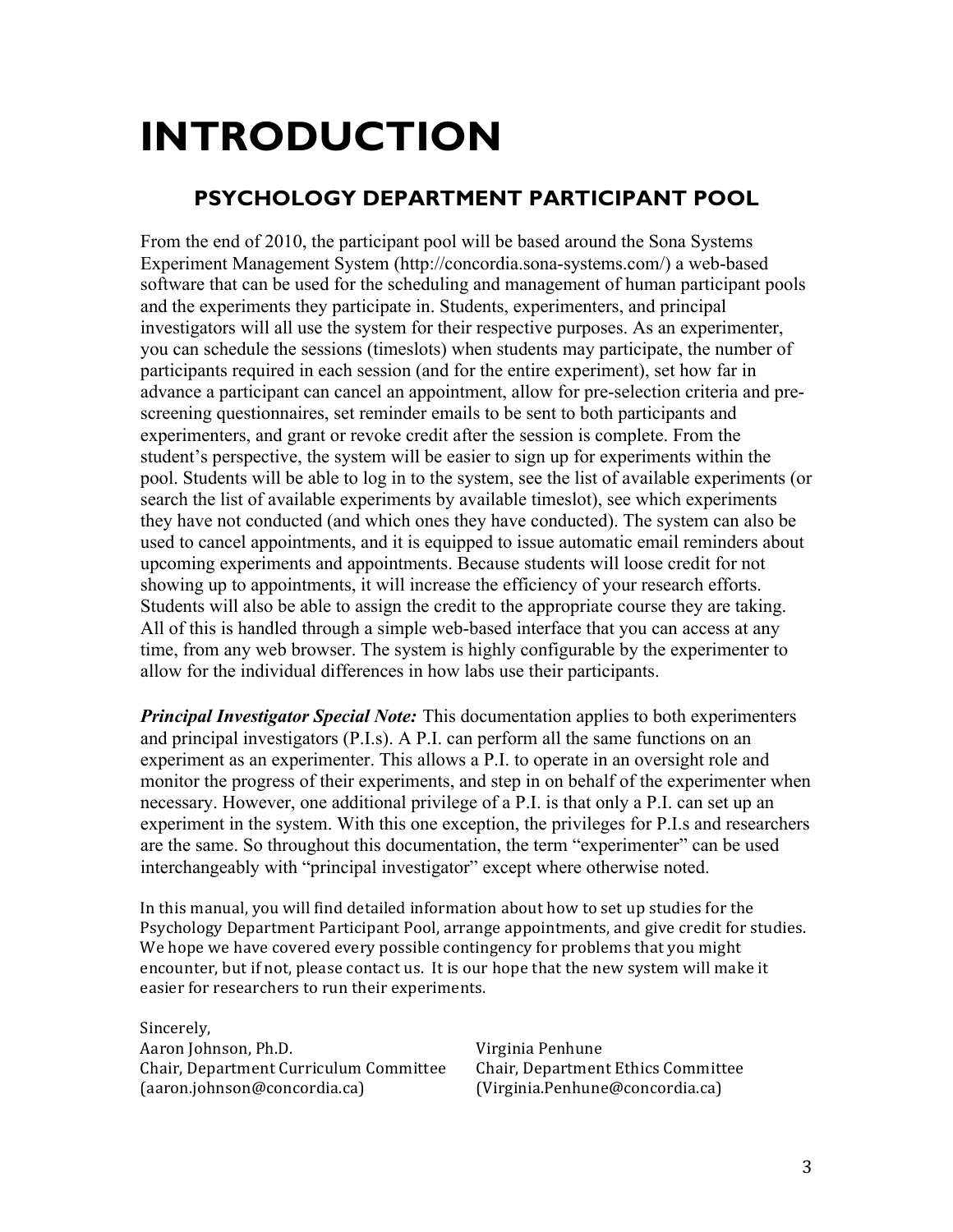# INTRODUCTION

## PSYCHOLOGY DEPARTMENT PARTICIPANT POOL

From the end of 2010, the participant pool will be based around the Sona Systems Experiment Management System (http://concordia.sona-systems.com/) a web-based software that can be used for the scheduling and management of human participant pools and the experiments they participate in. Students, experimenters, and principal investigators will all use the system for their respective purposes. As an experimenter, you can schedule the sessions (timeslots) when students may participate, the number of participants required in each session (and for the entire experiment), set how far in advance a participant can cancel an appointment, allow for pre-selection criteria and pre-screening questionnaires, set reminder emails to be sent to both participants and experimenters, and grant or revoke credit after the session is complete. From the student's perspective, the system will be easier to sign up for experiments within the pool. Students will be able to log in to the system, see the list of available experiments (or search the list of available experiments by available timeslot), see which experiments they have not conducted (and which ones they have conducted). The system can also be used to cancel appointments, and it is equipped to issue automatic email reminders about upcoming experiments and appointments. Because students will loose credit for not showing up to appointments, it will increase the efficiency of your research efforts. Students will also be able to assign the credit to the appropriate course they are taking. All of this is handled through a simple web-based interface that you can access at any time, from any web browser. The system is highly configurable by the experimenter to allow for the individual differences in how labs use their participants.

***Principal Investigator Special Note:*** This documentation applies to both experimenters and principal investigators (P.I.s). A P.I. can perform all the same functions on an experiment as an experimenter. This allows a P.I. to operate in an oversight role and monitor the progress of their experiments, and step in on behalf of the experimenter when necessary. However, one additional privilege of a P.I. is that only a P.I. can set up an experiment in the system. With this one exception, the privileges for P.I.s and researchers are the same. So throughout this documentation, the term "experimenter" can be used interchangeably with "principal investigator" except where otherwise noted.

In this manual, you will find detailed information about how to set up studies for the Psychology Department Participant Pool, arrange appointments, and give credit for studies. We hope we have covered every possible contingency for problems that you might encounter, but if not, please contact us. It is our hope that the new system will make it easier for researchers to run their experiments.

Sincerely,

Aaron Johnson, Ph.D.
Chair, Department Curriculum Committee
(aaron.johnson@concordia.ca)

Virginia Penhune
Chair, Department Ethics Committee
(Virginia.Penhune@concordia.ca)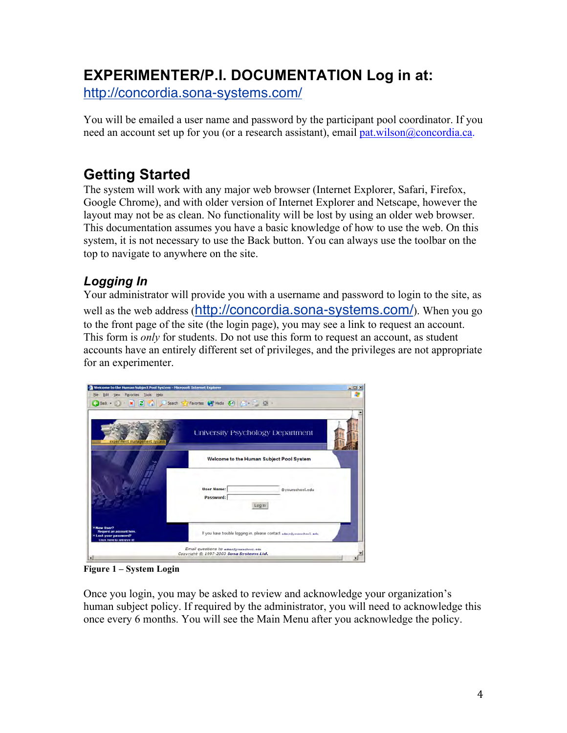# EXPERIMENTER/P.I. DOCUMENTATION Log in at:

http://concordia.sona-systems.com/

You will be emailed a user name and password by the participant pool coordinator. If you need an account set up for you (or a research assistant), email pat.wilson@concordia.ca.

## Getting Started

The system will work with any major web browser (Internet Explorer, Safari, Firefox, Google Chrome), and with older version of Internet Explorer and Netscape, however the layout may not be as clean. No functionality will be lost by using an older web browser. This documentation assumes you have a basic knowledge of how to use the web. On this system, it is not necessary to use the Back button. You can always use the toolbar on the top to navigate to anywhere on the site.

### *Logging In*

Your administrator will provide you with a username and password to login to the site, as well as the web address (http://concordia.sona-systems.com/). When you go to the front page of the site (the login page), you may see a link to request an account. This form is *only* for students. Do not use this form to request an account, as student accounts have an entirely different set of privileges, and the privileges are not appropriate for an experimenter.

**Figure 1 – System Login**

Once you login, you may be asked to review and acknowledge your organization's human subject policy. If required by the administrator, you will need to acknowledge this once every 6 months. You will see the Main Menu after you acknowledge the policy.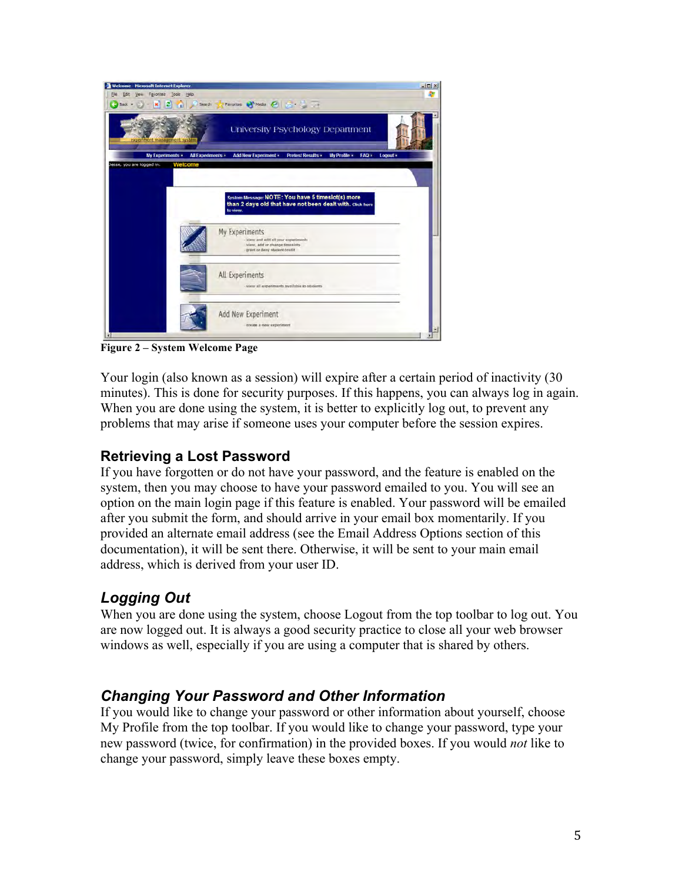**Figure 2 – System Welcome Page**

Your login (also known as a session) will expire after a certain period of inactivity (30 minutes). This is done for security purposes. If this happens, you can always log in again. When you are done using the system, it is better to explicitly log out, to prevent any problems that may arise if someone uses your computer before the session expires.

## Retrieving a Lost Password

If you have forgotten or do not have your password, and the feature is enabled on the system, then you may choose to have your password emailed to you. You will see an option on the main login page if this feature is enabled. Your password will be emailed after you submit the form, and should arrive in your email box momentarily. If you provided an alternate email address (see the Email Address Options section of this documentation), it will be sent there. Otherwise, it will be sent to your main email address, which is derived from your user ID.

## *Logging Out*

When you are done using the system, choose Logout from the top toolbar to log out. You are now logged out. It is always a good security practice to close all your web browser windows as well, especially if you are using a computer that is shared by others.

## *Changing Your Password and Other Information*

If you would like to change your password or other information about yourself, choose My Profile from the top toolbar. If you would like to change your password, type your new password (twice, for confirmation) in the provided boxes. If you would *not* like to change your password, simply leave these boxes empty.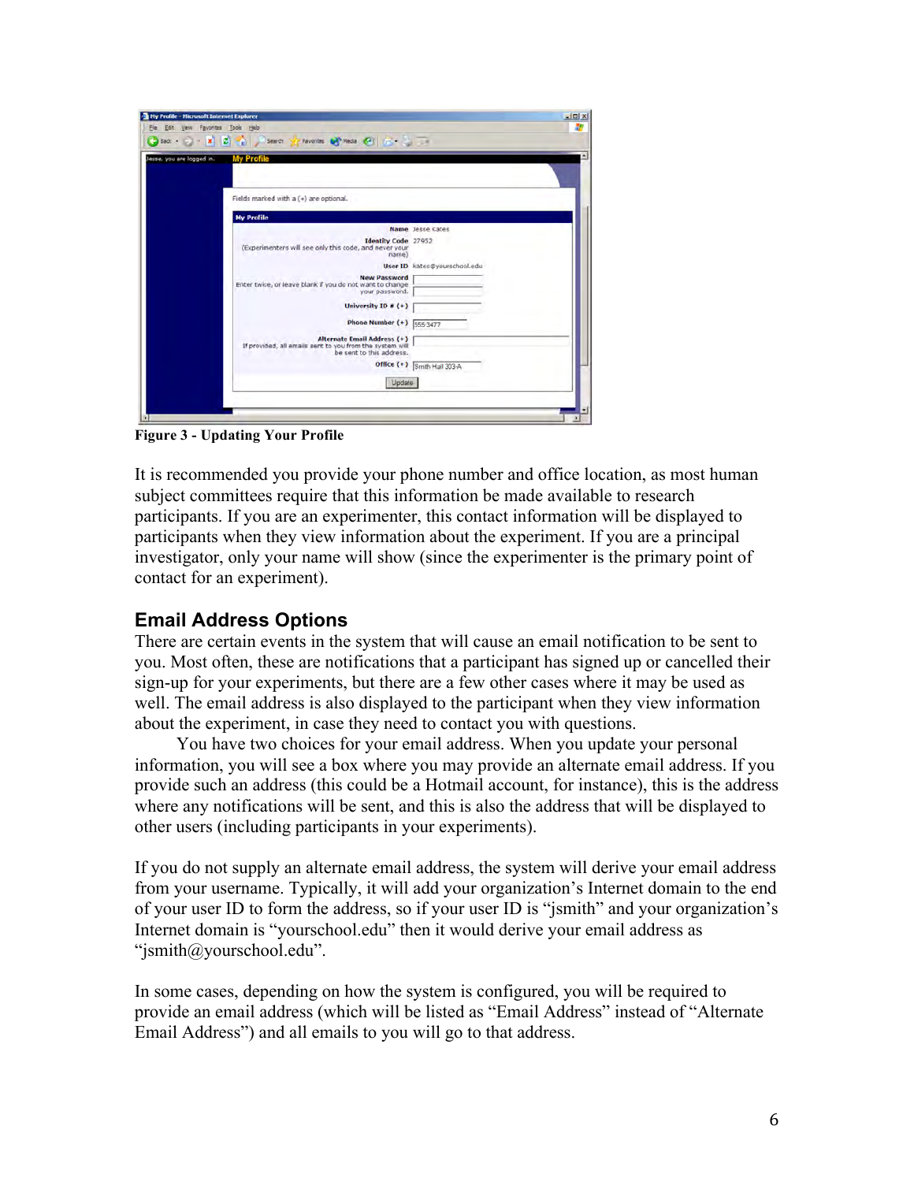Figure 3 - Updating Your Profile

It is recommended you provide your phone number and office location, as most human subject committees require that this information be made available to research participants. If you are an experimenter, this contact information will be displayed to participants when they view information about the experiment. If you are a principal investigator, only your name will show (since the experimenter is the primary point of contact for an experiment).

## Email Address Options

There are certain events in the system that will cause an email notification to be sent to you. Most often, these are notifications that a participant has signed up or cancelled their sign-up for your experiments, but there are a few other cases where it may be used as well. The email address is also displayed to the participant when they view information about the experiment, in case they need to contact you with questions.

You have two choices for your email address. When you update your personal information, you will see a box where you may provide an alternate email address. If you provide such an address (this could be a Hotmail account, for instance), this is the address where any notifications will be sent, and this is also the address that will be displayed to other users (including participants in your experiments).

If you do not supply an alternate email address, the system will derive your email address from your username. Typically, it will add your organization's Internet domain to the end of your user ID to form the address, so if your user ID is "jsmith" and your organization's Internet domain is "yourschool.edu" then it would derive your email address as "jsmith@yourschool.edu".

In some cases, depending on how the system is configured, you will be required to provide an email address (which will be listed as "Email Address" instead of "Alternate Email Address") and all emails to you will go to that address.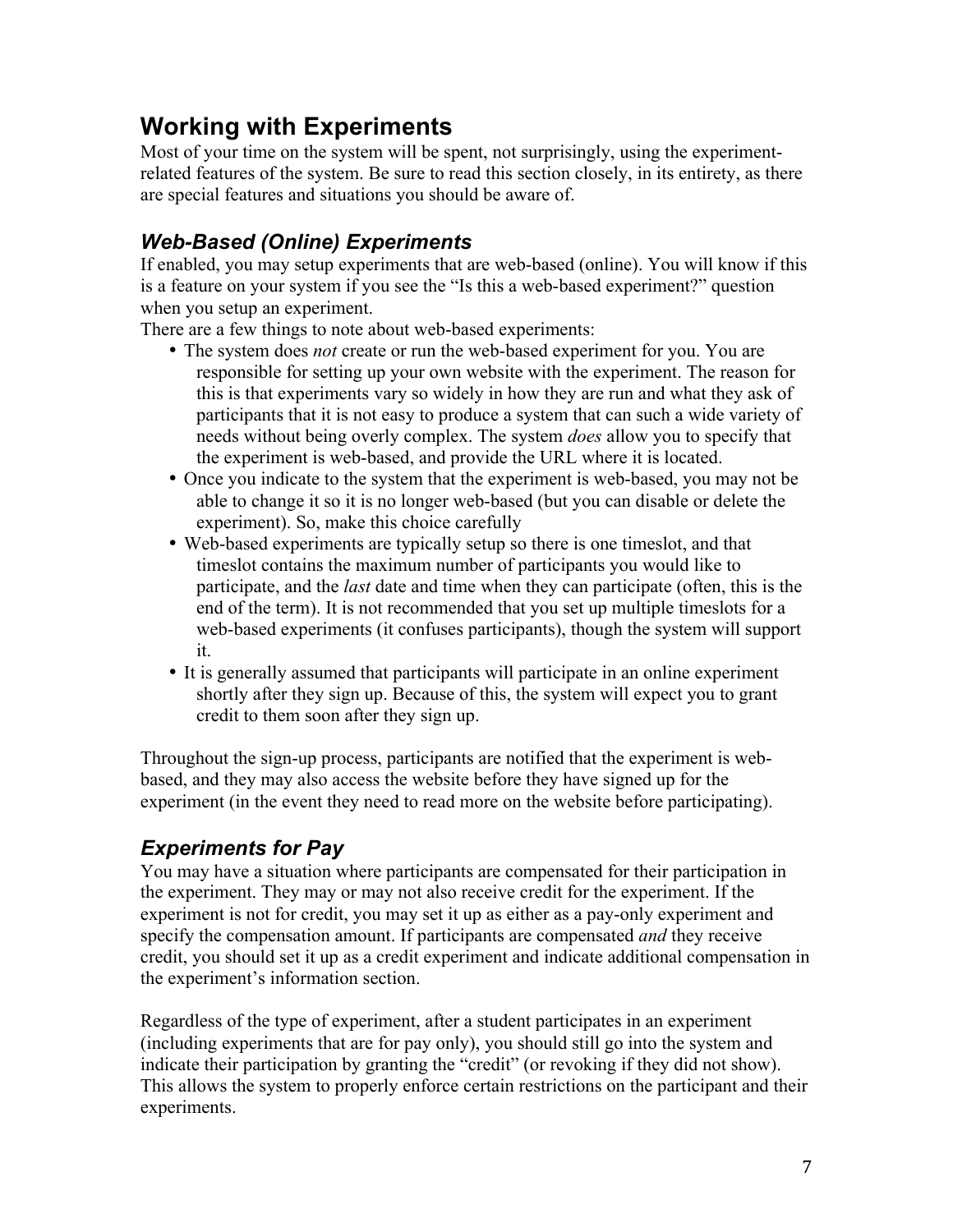# Working with Experiments

Most of your time on the system will be spent, not surprisingly, using the experiment-related features of the system. Be sure to read this section closely, in its entirety, as there are special features and situations you should be aware of.

## *Web-Based (Online) Experiments*

If enabled, you may setup experiments that are web-based (online). You will know if this is a feature on your system if you see the "Is this a web-based experiment?" question when you setup an experiment.

There are a few things to note about web-based experiments:

- The system does *not* create or run the web-based experiment for you. You are responsible for setting up your own website with the experiment. The reason for this is that experiments vary so widely in how they are run and what they ask of participants that it is not easy to produce a system that can such a wide variety of needs without being overly complex. The system *does* allow you to specify that the experiment is web-based, and provide the URL where it is located.
- Once you indicate to the system that the experiment is web-based, you may not be able to change it so it is no longer web-based (but you can disable or delete the experiment). So, make this choice carefully
- Web-based experiments are typically setup so there is one timeslot, and that timeslot contains the maximum number of participants you would like to participate, and the *last* date and time when they can participate (often, this is the end of the term). It is not recommended that you set up multiple timeslots for a web-based experiments (it confuses participants), though the system will support it.
- It is generally assumed that participants will participate in an online experiment shortly after they sign up. Because of this, the system will expect you to grant credit to them soon after they sign up.

Throughout the sign-up process, participants are notified that the experiment is web-based, and they may also access the website before they have signed up for the experiment (in the event they need to read more on the website before participating).

## *Experiments for Pay*

You may have a situation where participants are compensated for their participation in the experiment. They may or may not also receive credit for the experiment. If the experiment is not for credit, you may set it up as either as a pay-only experiment and specify the compensation amount. If participants are compensated *and* they receive credit, you should set it up as a credit experiment and indicate additional compensation in the experiment's information section.

Regardless of the type of experiment, after a student participates in an experiment (including experiments that are for pay only), you should still go into the system and indicate their participation by granting the "credit" (or revoking if they did not show). This allows the system to properly enforce certain restrictions on the participant and their experiments.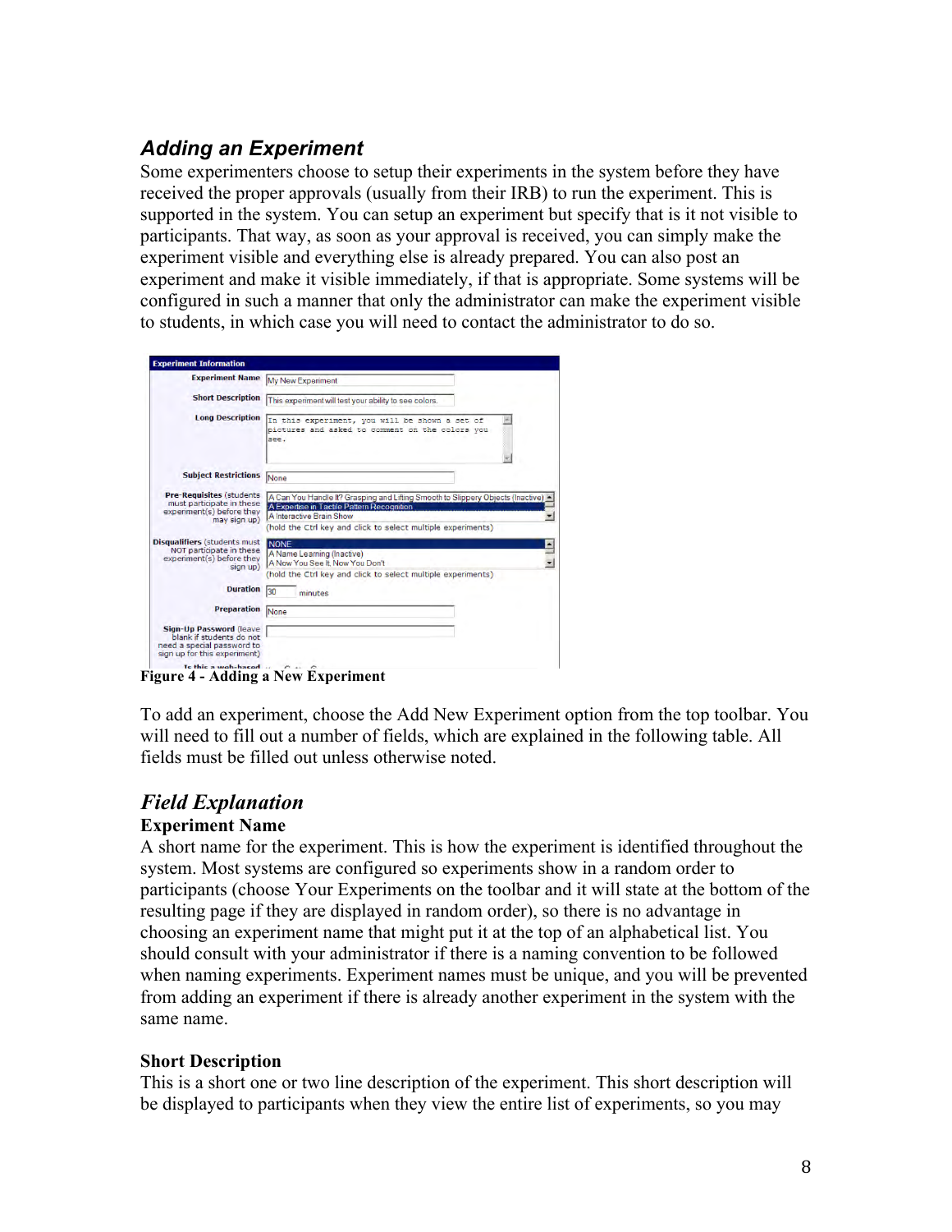## *Adding an Experiment*

Some experimenters choose to setup their experiments in the system before they have received the proper approvals (usually from their IRB) to run the experiment. This is supported in the system. You can setup an experiment but specify that is it not visible to participants. That way, as soon as your approval is received, you can simply make the experiment visible and everything else is already prepared. You can also post an experiment and make it visible immediately, if that is appropriate. Some systems will be configured in such a manner that only the administrator can make the experiment visible to students, in which case you will need to contact the administrator to do so.

**Figure 4 - Adding a New Experiment**

To add an experiment, choose the Add New Experiment option from the top toolbar. You will need to fill out a number of fields, which are explained in the following table. All fields must be filled out unless otherwise noted.

## *Field Explanation*

### Experiment Name

A short name for the experiment. This is how the experiment is identified throughout the system. Most systems are configured so experiments show in a random order to participants (choose Your Experiments on the toolbar and it will state at the bottom of the resulting page if they are displayed in random order), so there is no advantage in choosing an experiment name that might put it at the top of an alphabetical list. You should consult with your administrator if there is a naming convention to be followed when naming experiments. Experiment names must be unique, and you will be prevented from adding an experiment if there is already another experiment in the system with the same name.

### Short Description

This is a short one or two line description of the experiment. This short description will be displayed to participants when they view the entire list of experiments, so you may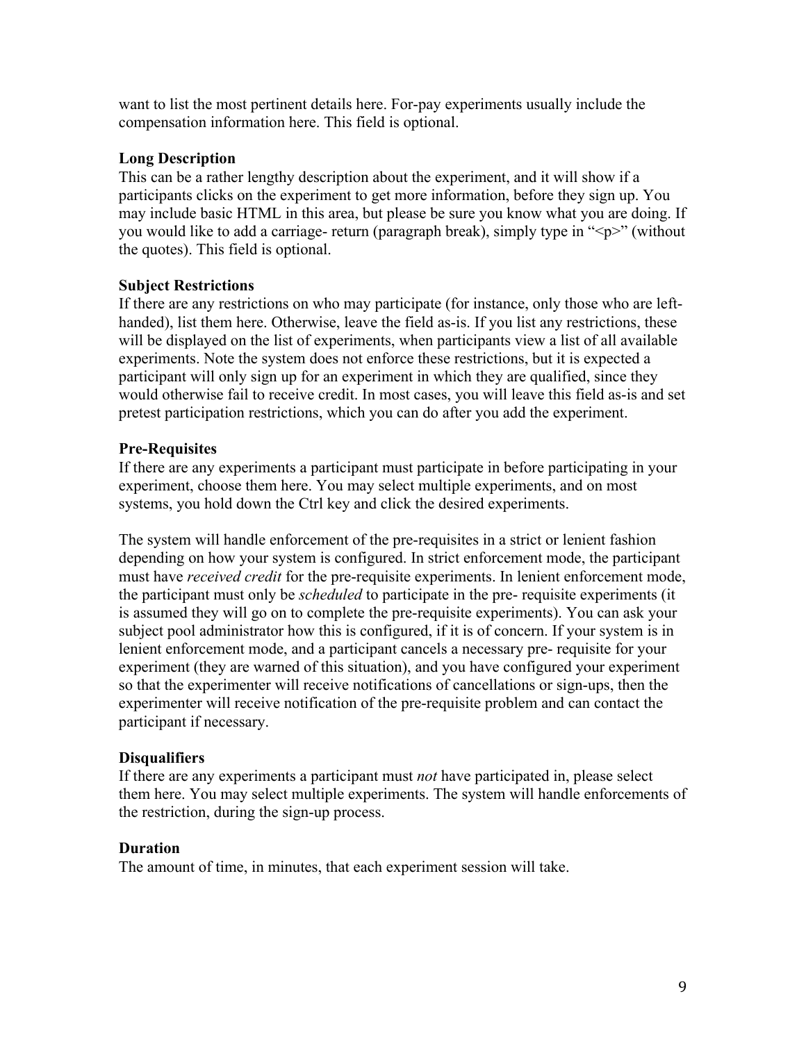want to list the most pertinent details here. For-pay experiments usually include the compensation information here. This field is optional.

**Long Description**

This can be a rather lengthy description about the experiment, and it will show if a participants clicks on the experiment to get more information, before they sign up. You may include basic HTML in this area, but please be sure you know what you are doing. If you would like to add a carriage- return (paragraph break), simply type in "<p>" (without the quotes). This field is optional.

**Subject Restrictions**

If there are any restrictions on who may participate (for instance, only those who are left-handed), list them here. Otherwise, leave the field as-is. If you list any restrictions, these will be displayed on the list of experiments, when participants view a list of all available experiments. Note the system does not enforce these restrictions, but it is expected a participant will only sign up for an experiment in which they are qualified, since they would otherwise fail to receive credit. In most cases, you will leave this field as-is and set pretest participation restrictions, which you can do after you add the experiment.

**Pre-Requisites**

If there are any experiments a participant must participate in before participating in your experiment, choose them here. You may select multiple experiments, and on most systems, you hold down the Ctrl key and click the desired experiments.

The system will handle enforcement of the pre-requisites in a strict or lenient fashion depending on how your system is configured. In strict enforcement mode, the participant must have *received credit* for the pre-requisite experiments. In lenient enforcement mode, the participant must only be *scheduled* to participate in the pre- requisite experiments (it is assumed they will go on to complete the pre-requisite experiments). You can ask your subject pool administrator how this is configured, if it is of concern. If your system is in lenient enforcement mode, and a participant cancels a necessary pre- requisite for your experiment (they are warned of this situation), and you have configured your experiment so that the experimenter will receive notifications of cancellations or sign-ups, then the experimenter will receive notification of the pre-requisite problem and can contact the participant if necessary.

**Disqualifiers**

If there are any experiments a participant must *not* have participated in, please select them here. You may select multiple experiments. The system will handle enforcements of the restriction, during the sign-up process.

**Duration**

The amount of time, in minutes, that each experiment session will take.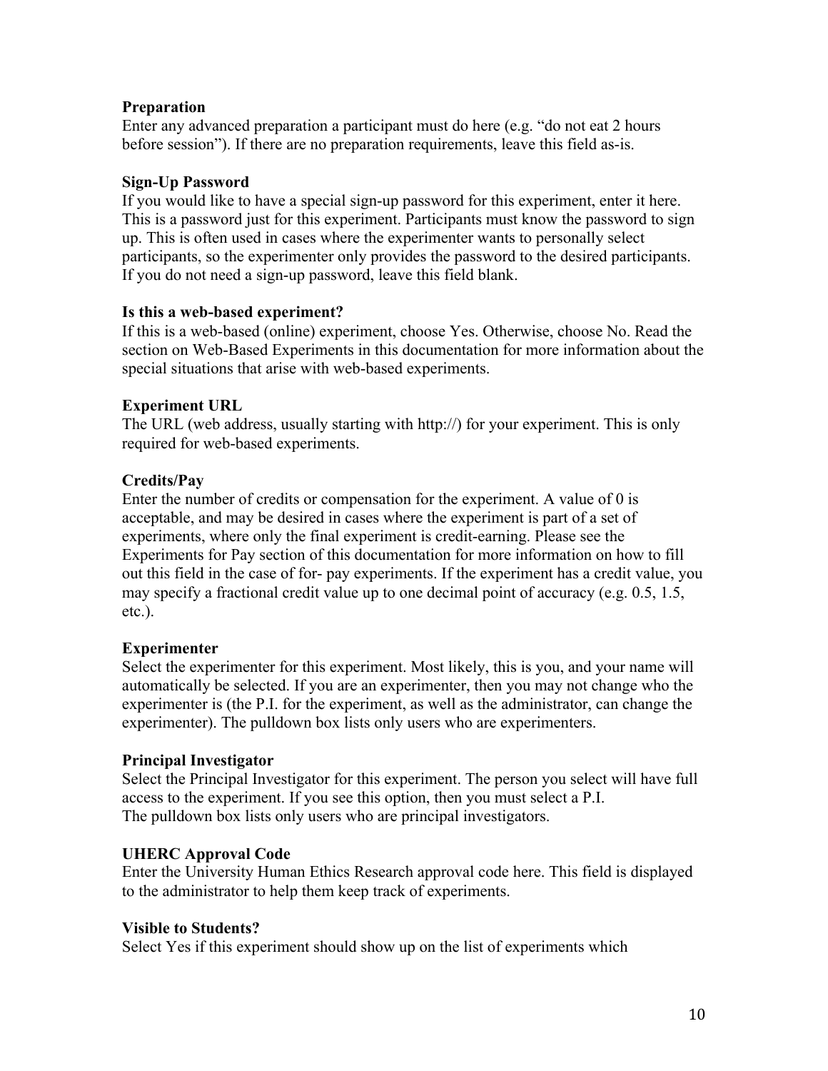**Preparation**
Enter any advanced preparation a participant must do here (e.g. "do not eat 2 hours before session"). If there are no preparation requirements, leave this field as-is.

**Sign-Up Password**
If you would like to have a special sign-up password for this experiment, enter it here. This is a password just for this experiment. Participants must know the password to sign up. This is often used in cases where the experimenter wants to personally select participants, so the experimenter only provides the password to the desired participants. If you do not need a sign-up password, leave this field blank.

**Is this a web-based experiment?**
If this is a web-based (online) experiment, choose Yes. Otherwise, choose No. Read the section on Web-Based Experiments in this documentation for more information about the special situations that arise with web-based experiments.

**Experiment URL**
The URL (web address, usually starting with http://) for your experiment. This is only required for web-based experiments.

**Credits/Pay**
Enter the number of credits or compensation for the experiment. A value of 0 is acceptable, and may be desired in cases where the experiment is part of a set of experiments, where only the final experiment is credit-earning. Please see the Experiments for Pay section of this documentation for more information on how to fill out this field in the case of for- pay experiments. If the experiment has a credit value, you may specify a fractional credit value up to one decimal point of accuracy (e.g. 0.5, 1.5, etc.).

**Experimenter**
Select the experimenter for this experiment. Most likely, this is you, and your name will automatically be selected. If you are an experimenter, then you may not change who the experimenter is (the P.I. for the experiment, as well as the administrator, can change the experimenter). The pulldown box lists only users who are experimenters.

**Principal Investigator**
Select the Principal Investigator for this experiment. The person you select will have full access to the experiment. If you see this option, then you must select a P.I.
The pulldown box lists only users who are principal investigators.

**UHERC Approval Code**
Enter the University Human Ethics Research approval code here. This field is displayed to the administrator to help them keep track of experiments.

**Visible to Students?**
Select Yes if this experiment should show up on the list of experiments which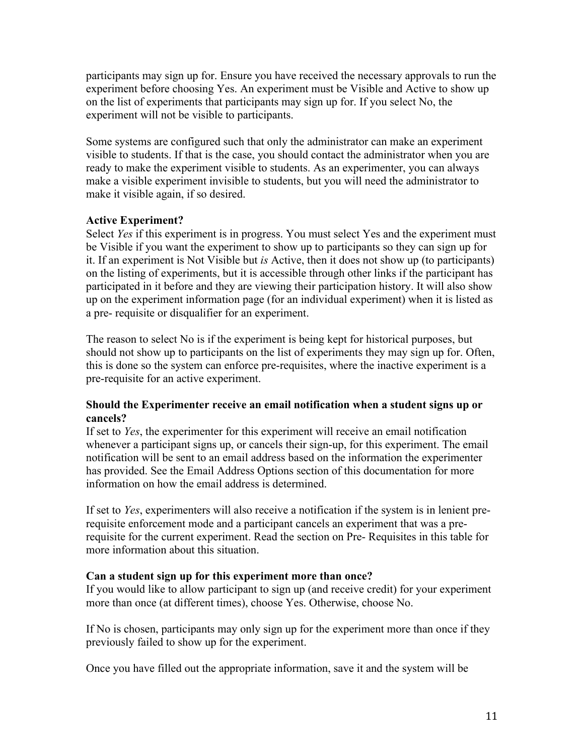participants may sign up for. Ensure you have received the necessary approvals to run the experiment before choosing Yes. An experiment must be Visible and Active to show up on the list of experiments that participants may sign up for. If you select No, the experiment will not be visible to participants.

Some systems are configured such that only the administrator can make an experiment visible to students. If that is the case, you should contact the administrator when you are ready to make the experiment visible to students. As an experimenter, you can always make a visible experiment invisible to students, but you will need the administrator to make it visible again, if so desired.

**Active Experiment?**

Select *Yes* if this experiment is in progress. You must select Yes and the experiment must be Visible if you want the experiment to show up to participants so they can sign up for it. If an experiment is Not Visible but *is* Active, then it does not show up (to participants) on the listing of experiments, but it is accessible through other links if the participant has participated in it before and they are viewing their participation history. It will also show up on the experiment information page (for an individual experiment) when it is listed as a pre- requisite or disqualifier for an experiment.

The reason to select No is if the experiment is being kept for historical purposes, but should not show up to participants on the list of experiments they may sign up for. Often, this is done so the system can enforce pre-requisites, where the inactive experiment is a pre-requisite for an active experiment.

**Should the Experimenter receive an email notification when a student signs up or cancels?**

If set to *Yes*, the experimenter for this experiment will receive an email notification whenever a participant signs up, or cancels their sign-up, for this experiment. The email notification will be sent to an email address based on the information the experimenter has provided. See the Email Address Options section of this documentation for more information on how the email address is determined.

If set to *Yes*, experimenters will also receive a notification if the system is in lenient pre-requisite enforcement mode and a participant cancels an experiment that was a pre-requisite for the current experiment. Read the section on Pre- Requisites in this table for more information about this situation.

**Can a student sign up for this experiment more than once?**

If you would like to allow participant to sign up (and receive credit) for your experiment more than once (at different times), choose Yes. Otherwise, choose No.

If No is chosen, participants may only sign up for the experiment more than once if they previously failed to show up for the experiment.

Once you have filled out the appropriate information, save it and the system will be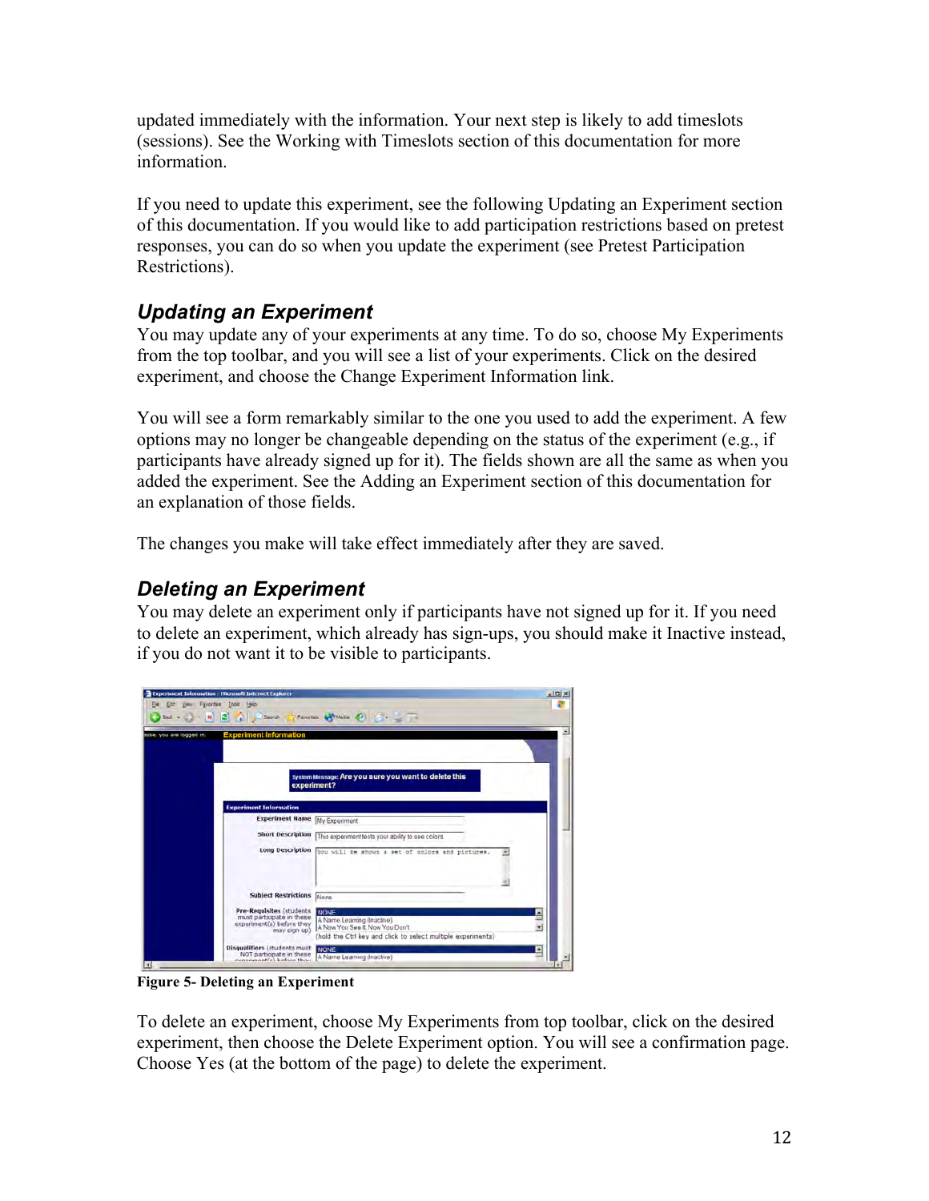updated immediately with the information. Your next step is likely to add timeslots (sessions). See the Working with Timeslots section of this documentation for more information.

If you need to update this experiment, see the following Updating an Experiment section of this documentation. If you would like to add participation restrictions based on pretest responses, you can do so when you update the experiment (see Pretest Participation Restrictions).

## *Updating an Experiment*

You may update any of your experiments at any time. To do so, choose My Experiments from the top toolbar, and you will see a list of your experiments. Click on the desired experiment, and choose the Change Experiment Information link.

You will see a form remarkably similar to the one you used to add the experiment. A few options may no longer be changeable depending on the status of the experiment (e.g., if participants have already signed up for it). The fields shown are all the same as when you added the experiment. See the Adding an Experiment section of this documentation for an explanation of those fields.

The changes you make will take effect immediately after they are saved.

## *Deleting an Experiment*

You may delete an experiment only if participants have not signed up for it. If you need to delete an experiment, which already has sign-ups, you should make it Inactive instead, if you do not want it to be visible to participants.

**Figure 5- Deleting an Experiment**

To delete an experiment, choose My Experiments from top toolbar, click on the desired experiment, then choose the Delete Experiment option. You will see a confirmation page. Choose Yes (at the bottom of the page) to delete the experiment.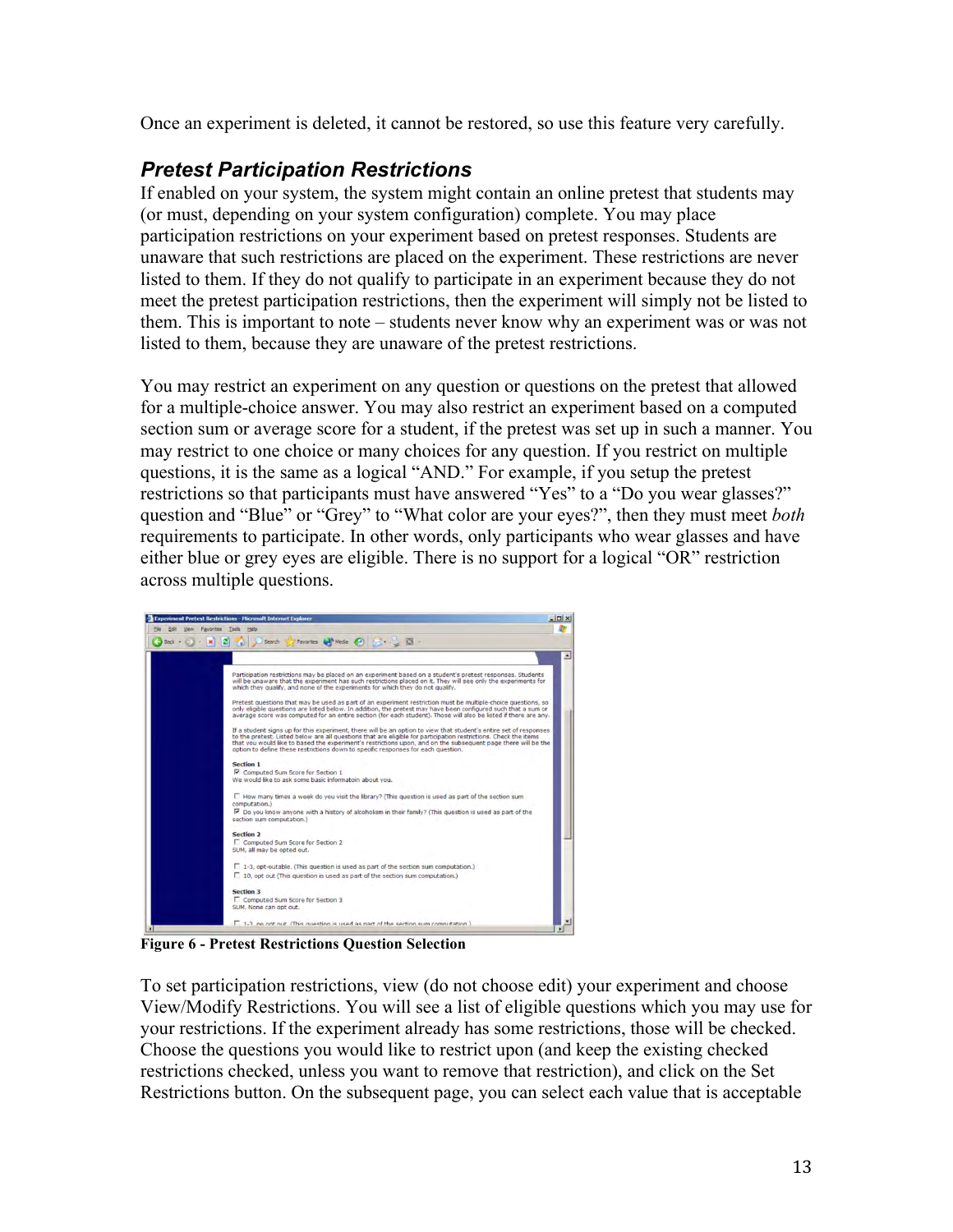Once an experiment is deleted, it cannot be restored, so use this feature very carefully.

### *Pretest Participation Restrictions*

If enabled on your system, the system might contain an online pretest that students may (or must, depending on your system configuration) complete. You may place participation restrictions on your experiment based on pretest responses. Students are unaware that such restrictions are placed on the experiment. These restrictions are never listed to them. If they do not qualify to participate in an experiment because they do not meet the pretest participation restrictions, then the experiment will simply not be listed to them. This is important to note – students never know why an experiment was or was not listed to them, because they are unaware of the pretest restrictions.

You may restrict an experiment on any question or questions on the pretest that allowed for a multiple-choice answer. You may also restrict an experiment based on a computed section sum or average score for a student, if the pretest was set up in such a manner. You may restrict to one choice or many choices for any question. If you restrict on multiple questions, it is the same as a logical "AND." For example, if you setup the pretest restrictions so that participants must have answered "Yes" to a "Do you wear glasses?" question and "Blue" or "Grey" to "What color are your eyes?", then they must meet *both* requirements to participate. In other words, only participants who wear glasses and have either blue or grey eyes are eligible. There is no support for a logical "OR" restriction across multiple questions.

**Figure 6 - Pretest Restrictions Question Selection**

To set participation restrictions, view (do not choose edit) your experiment and choose View/Modify Restrictions. You will see a list of eligible questions which you may use for your restrictions. If the experiment already has some restrictions, those will be checked. Choose the questions you would like to restrict upon (and keep the existing checked restrictions checked, unless you want to remove that restriction), and click on the Set Restrictions button. On the subsequent page, you can select each value that is acceptable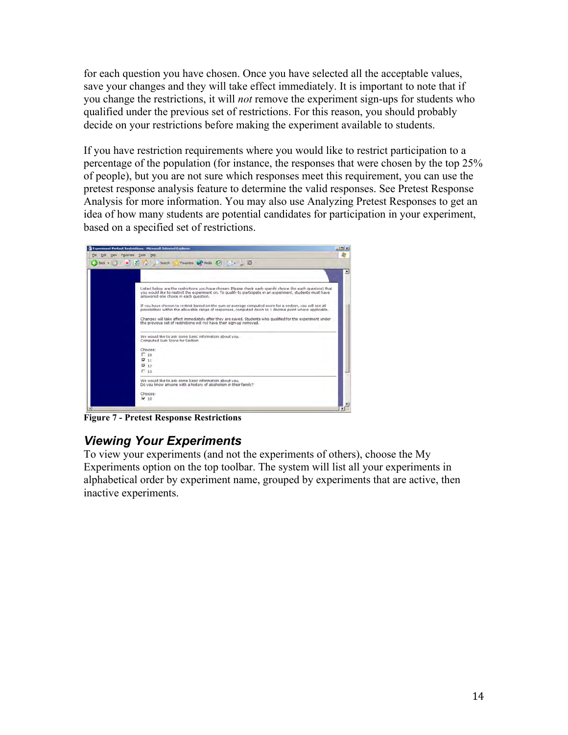for each question you have chosen. Once you have selected all the acceptable values, save your changes and they will take effect immediately. It is important to note that if you change the restrictions, it will *not* remove the experiment sign-ups for students who qualified under the previous set of restrictions. For this reason, you should probably decide on your restrictions before making the experiment available to students.

If you have restriction requirements where you would like to restrict participation to a percentage of the population (for instance, the responses that were chosen by the top 25% of people), but you are not sure which responses meet this requirement, you can use the pretest response analysis feature to determine the valid responses. See Pretest Response Analysis for more information. You may also use Analyzing Pretest Responses to get an idea of how many students are potential candidates for participation in your experiment, based on a specified set of restrictions.

**Figure 7 - Pretest Response Restrictions**

## *Viewing Your Experiments*

To view your experiments (and not the experiments of others), choose the My Experiments option on the top toolbar. The system will list all your experiments in alphabetical order by experiment name, grouped by experiments that are active, then inactive experiments.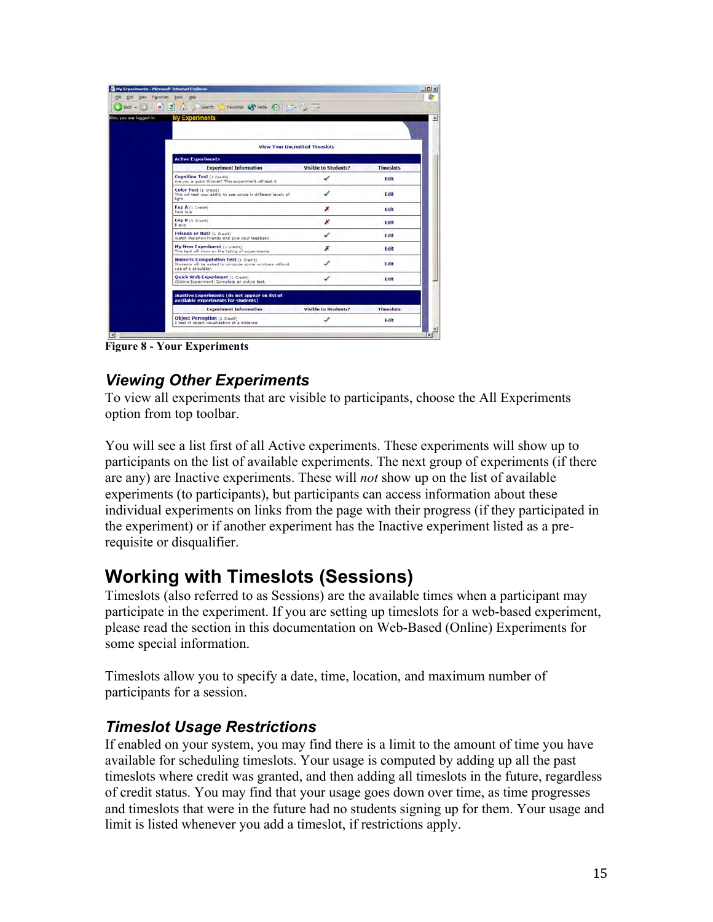Figure 8 - Your Experiments

### *Viewing Other Experiments*

To view all experiments that are visible to participants, choose the All Experiments option from top toolbar.

You will see a list first of all Active experiments. These experiments will show up to participants on the list of available experiments. The next group of experiments (if there are any) are Inactive experiments. These will *not* show up on the list of available experiments (to participants), but participants can access information about these individual experiments on links from the page with their progress (if they participated in the experiment) or if another experiment has the Inactive experiment listed as a pre-requisite or disqualifier.

## Working with Timeslots (Sessions)

Timeslots (also referred to as Sessions) are the available times when a participant may participate in the experiment. If you are setting up timeslots for a web-based experiment, please read the section in this documentation on Web-Based (Online) Experiments for some special information.

Timeslots allow you to specify a date, time, location, and maximum number of participants for a session.

### *Timeslot Usage Restrictions*

If enabled on your system, you may find there is a limit to the amount of time you have available for scheduling timeslots. Your usage is computed by adding up all the past timeslots where credit was granted, and then adding all timeslots in the future, regardless of credit status. You may find that your usage goes down over time, as time progresses and timeslots that were in the future had no students signing up for them. Your usage and limit is listed whenever you add a timeslot, if restrictions apply.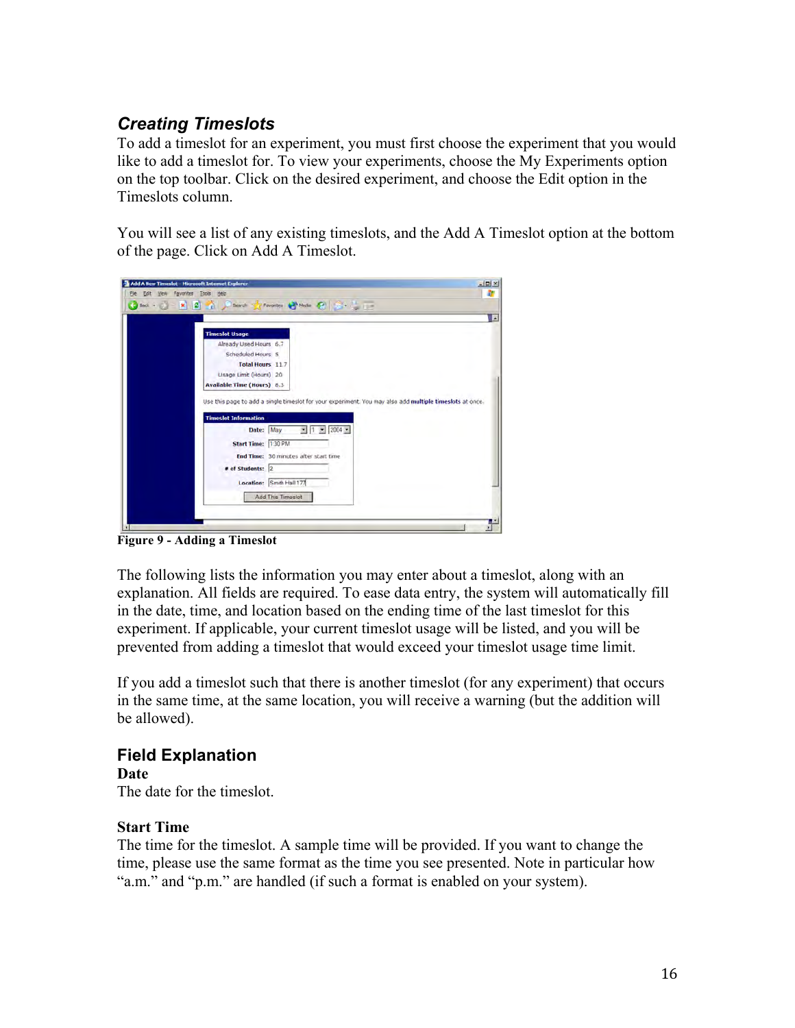## *Creating Timeslots*

To add a timeslot for an experiment, you must first choose the experiment that you would like to add a timeslot for. To view your experiments, choose the My Experiments option on the top toolbar. Click on the desired experiment, and choose the Edit option in the Timeslots column.

You will see a list of any existing timeslots, and the Add A Timeslot option at the bottom of the page. Click on Add A Timeslot.

**Figure 9 - Adding a Timeslot**

The following lists the information you may enter about a timeslot, along with an explanation. All fields are required. To ease data entry, the system will automatically fill in the date, time, and location based on the ending time of the last timeslot for this experiment. If applicable, your current timeslot usage will be listed, and you will be prevented from adding a timeslot that would exceed your timeslot usage time limit.

If you add a timeslot such that there is another timeslot (for any experiment) that occurs in the same time, at the same location, you will receive a warning (but the addition will be allowed).

## Field Explanation

**Date**
The date for the timeslot.

**Start Time**
The time for the timeslot. A sample time will be provided. If you want to change the time, please use the same format as the time you see presented. Note in particular how "a.m." and "p.m." are handled (if such a format is enabled on your system).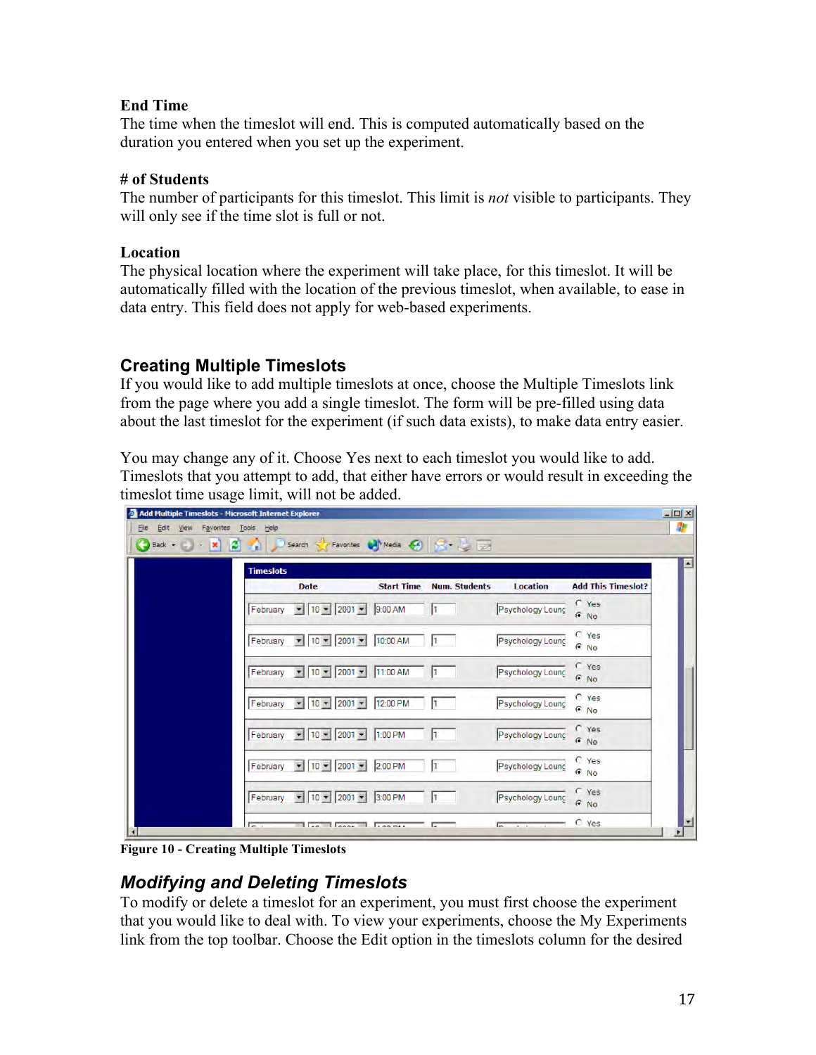**End Time**
The time when the timeslot will end. This is computed automatically based on the duration you entered when you set up the experiment.

**# of Students**
The number of participants for this timeslot. This limit is *not* visible to participants. They will only see if the time slot is full or not.

**Location**
The physical location where the experiment will take place, for this timeslot. It will be automatically filled with the location of the previous timeslot, when available, to ease in data entry. This field does not apply for web-based experiments.

## Creating Multiple Timeslots

If you would like to add multiple timeslots at once, choose the Multiple Timeslots link from the page where you add a single timeslot. The form will be pre-filled using data about the last timeslot for the experiment (if such data exists), to make data entry easier.

You may change any of it. Choose Yes next to each timeslot you would like to add. Timeslots that you attempt to add, that either have errors or would result in exceeding the timeslot time usage limit, will not be added.

**Figure 10 - Creating Multiple Timeslots**

## *Modifying and Deleting Timeslots*

To modify or delete a timeslot for an experiment, you must first choose the experiment that you would like to deal with. To view your experiments, choose the My Experiments link from the top toolbar. Choose the Edit option in the timeslots column for the desired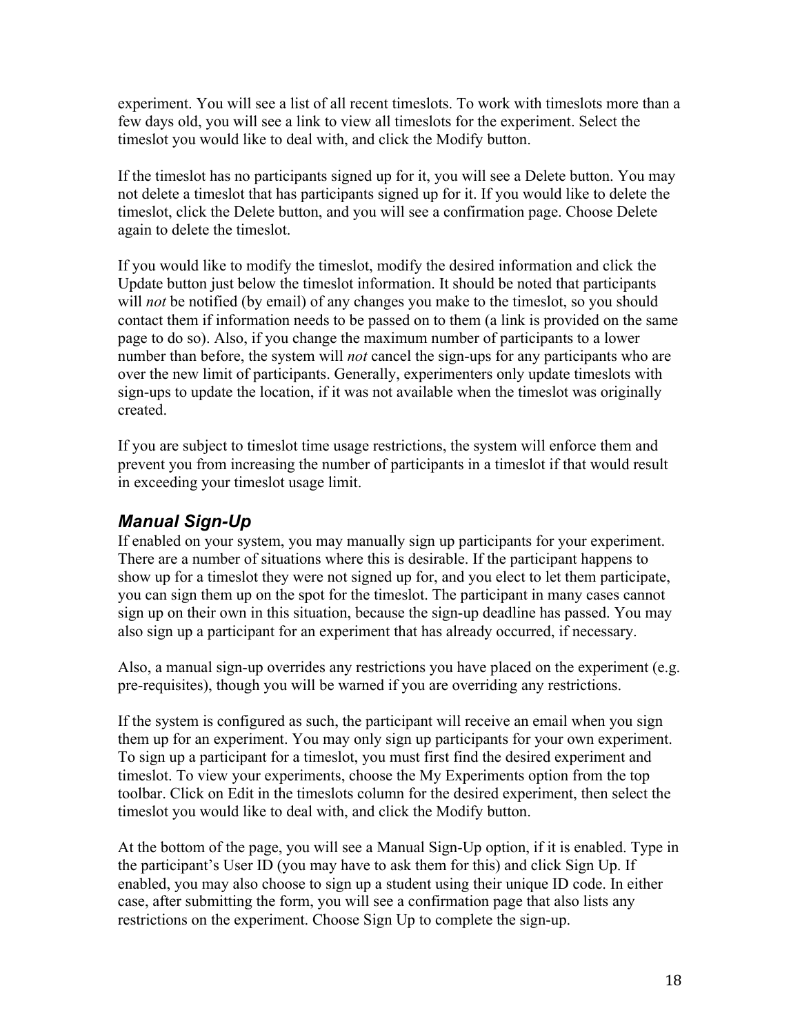experiment. You will see a list of all recent timeslots. To work with timeslots more than a few days old, you will see a link to view all timeslots for the experiment. Select the timeslot you would like to deal with, and click the Modify button.

If the timeslot has no participants signed up for it, you will see a Delete button. You may not delete a timeslot that has participants signed up for it. If you would like to delete the timeslot, click the Delete button, and you will see a confirmation page. Choose Delete again to delete the timeslot.

If you would like to modify the timeslot, modify the desired information and click the Update button just below the timeslot information. It should be noted that participants will *not* be notified (by email) of any changes you make to the timeslot, so you should contact them if information needs to be passed on to them (a link is provided on the same page to do so). Also, if you change the maximum number of participants to a lower number than before, the system will *not* cancel the sign-ups for any participants who are over the new limit of participants. Generally, experimenters only update timeslots with sign-ups to update the location, if it was not available when the timeslot was originally created.

If you are subject to timeslot time usage restrictions, the system will enforce them and prevent you from increasing the number of participants in a timeslot if that would result in exceeding your timeslot usage limit.

### *Manual Sign-Up*

If enabled on your system, you may manually sign up participants for your experiment. There are a number of situations where this is desirable. If the participant happens to show up for a timeslot they were not signed up for, and you elect to let them participate, you can sign them up on the spot for the timeslot. The participant in many cases cannot sign up on their own in this situation, because the sign-up deadline has passed. You may also sign up a participant for an experiment that has already occurred, if necessary.

Also, a manual sign-up overrides any restrictions you have placed on the experiment (e.g. pre-requisites), though you will be warned if you are overriding any restrictions.

If the system is configured as such, the participant will receive an email when you sign them up for an experiment. You may only sign up participants for your own experiment. To sign up a participant for a timeslot, you must first find the desired experiment and timeslot. To view your experiments, choose the My Experiments option from the top toolbar. Click on Edit in the timeslots column for the desired experiment, then select the timeslot you would like to deal with, and click the Modify button.

At the bottom of the page, you will see a Manual Sign-Up option, if it is enabled. Type in the participant's User ID (you may have to ask them for this) and click Sign Up. If enabled, you may also choose to sign up a student using their unique ID code. In either case, after submitting the form, you will see a confirmation page that also lists any restrictions on the experiment. Choose Sign Up to complete the sign-up.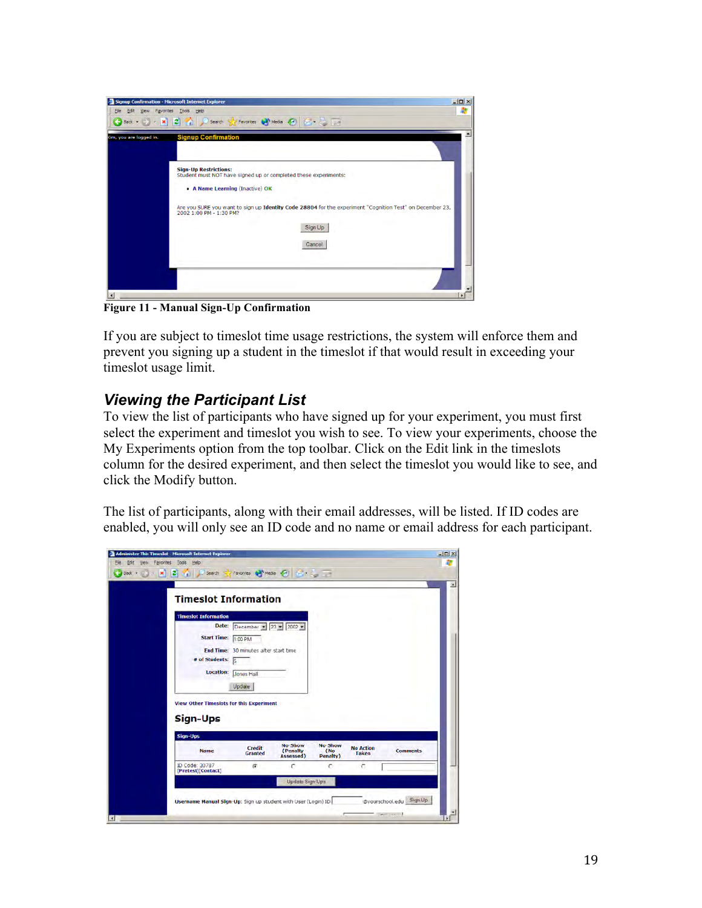Figure 11 - Manual Sign-Up Confirmation

If you are subject to timeslot time usage restrictions, the system will enforce them and prevent you signing up a student in the timeslot if that would result in exceeding your timeslot usage limit.

## *Viewing the Participant List*

To view the list of participants who have signed up for your experiment, you must first select the experiment and timeslot you wish to see. To view your experiments, choose the My Experiments option from the top toolbar. Click on the Edit link in the timeslots column for the desired experiment, and then select the timeslot you would like to see, and click the Modify button.

The list of participants, along with their email addresses, will be listed. If ID codes are enabled, you will only see an ID code and no name or email address for each participant.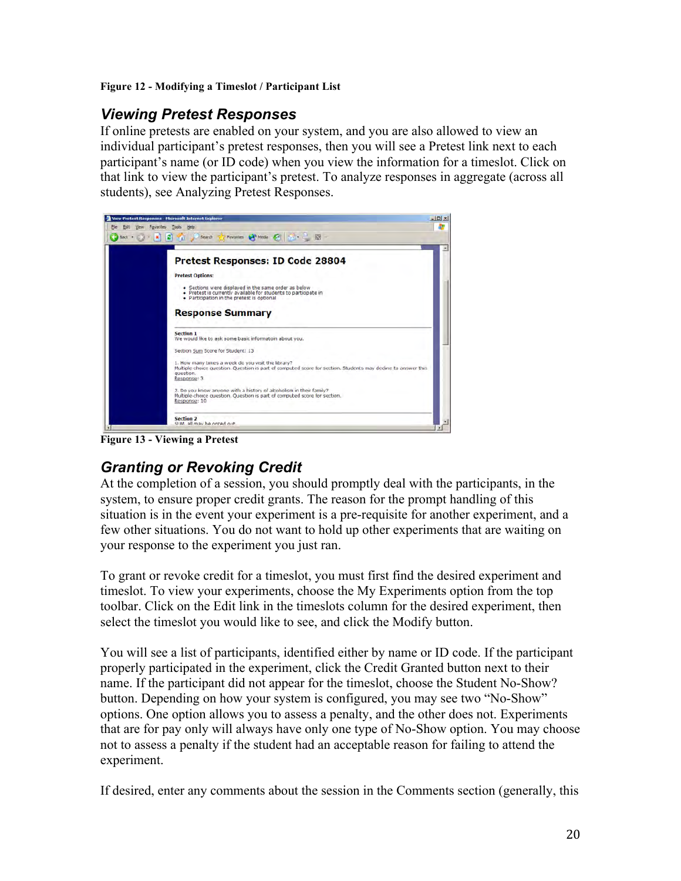**Figure 12 - Modifying a Timeslot / Participant List**

## *Viewing Pretest Responses*

If online pretests are enabled on your system, and you are also allowed to view an individual participant's pretest responses, then you will see a Pretest link next to each participant's name (or ID code) when you view the information for a timeslot. Click on that link to view the participant's pretest. To analyze responses in aggregate (across all students), see Analyzing Pretest Responses.

**Figure 13 - Viewing a Pretest**

## *Granting or Revoking Credit*

At the completion of a session, you should promptly deal with the participants, in the system, to ensure proper credit grants. The reason for the prompt handling of this situation is in the event your experiment is a pre-requisite for another experiment, and a few other situations. You do not want to hold up other experiments that are waiting on your response to the experiment you just ran.

To grant or revoke credit for a timeslot, you must first find the desired experiment and timeslot. To view your experiments, choose the My Experiments option from the top toolbar. Click on the Edit link in the timeslots column for the desired experiment, then select the timeslot you would like to see, and click the Modify button.

You will see a list of participants, identified either by name or ID code. If the participant properly participated in the experiment, click the Credit Granted button next to their name. If the participant did not appear for the timeslot, choose the Student No-Show? button. Depending on how your system is configured, you may see two "No-Show" options. One option allows you to assess a penalty, and the other does not. Experiments that are for pay only will always have only one type of No-Show option. You may choose not to assess a penalty if the student had an acceptable reason for failing to attend the experiment.

If desired, enter any comments about the session in the Comments section (generally, this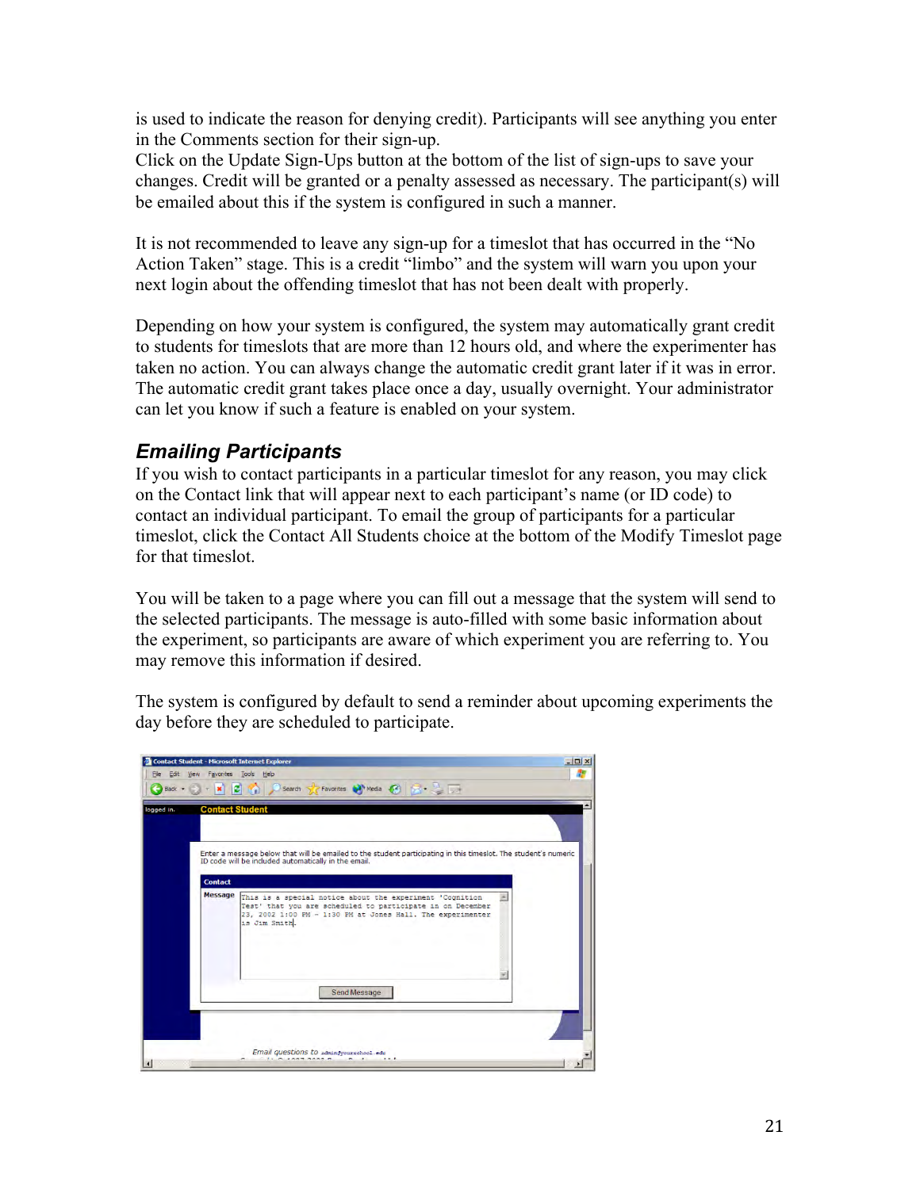is used to indicate the reason for denying credit). Participants will see anything you enter in the Comments section for their sign-up.
Click on the Update Sign-Ups button at the bottom of the list of sign-ups to save your changes. Credit will be granted or a penalty assessed as necessary. The participant(s) will be emailed about this if the system is configured in such a manner.

It is not recommended to leave any sign-up for a timeslot that has occurred in the "No Action Taken" stage. This is a credit "limbo" and the system will warn you upon your next login about the offending timeslot that has not been dealt with properly.

Depending on how your system is configured, the system may automatically grant credit to students for timeslots that are more than 12 hours old, and where the experimenter has taken no action. You can always change the automatic credit grant later if it was in error. The automatic credit grant takes place once a day, usually overnight. Your administrator can let you know if such a feature is enabled on your system.

## *Emailing Participants*

If you wish to contact participants in a particular timeslot for any reason, you may click on the Contact link that will appear next to each participant's name (or ID code) to contact an individual participant. To email the group of participants for a particular timeslot, click the Contact All Students choice at the bottom of the Modify Timeslot page for that timeslot.

You will be taken to a page where you can fill out a message that the system will send to the selected participants. The message is auto-filled with some basic information about the experiment, so participants are aware of which experiment you are referring to. You may remove this information if desired.

The system is configured by default to send a reminder about upcoming experiments the day before they are scheduled to participate.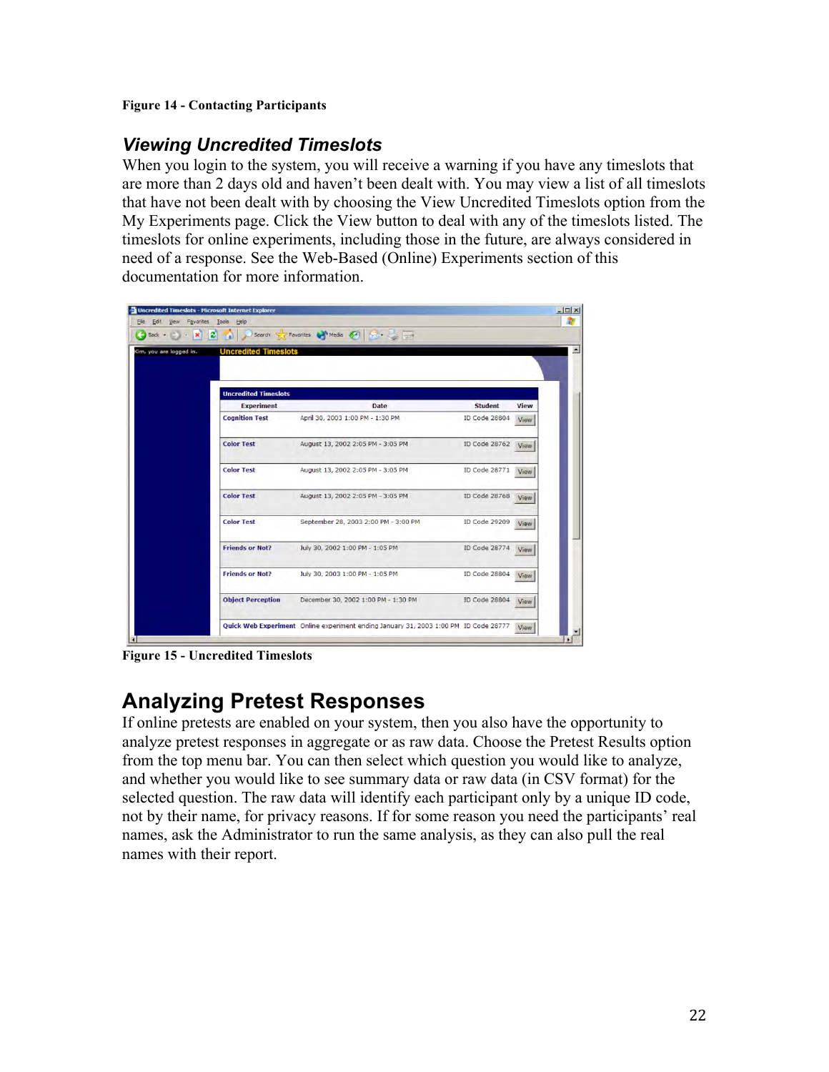**Figure 14 - Contacting Participants**

### *Viewing Uncredited Timeslots*

When you login to the system, you will receive a warning if you have any timeslots that are more than 2 days old and haven't been dealt with. You may view a list of all timeslots that have not been dealt with by choosing the View Uncredited Timeslots option from the My Experiments page. Click the View button to deal with any of the timeslots listed. The timeslots for online experiments, including those in the future, are always considered in need of a response. See the Web-Based (Online) Experiments section of this documentation for more information.

**Figure 15 - Uncredited Timeslots**

## Analyzing Pretest Responses

If online pretests are enabled on your system, then you also have the opportunity to analyze pretest responses in aggregate or as raw data. Choose the Pretest Results option from the top menu bar. You can then select which question you would like to analyze, and whether you would like to see summary data or raw data (in CSV format) for the selected question. The raw data will identify each participant only by a unique ID code, not by their name, for privacy reasons. If for some reason you need the participants' real names, ask the Administrator to run the same analysis, as they can also pull the real names with their report.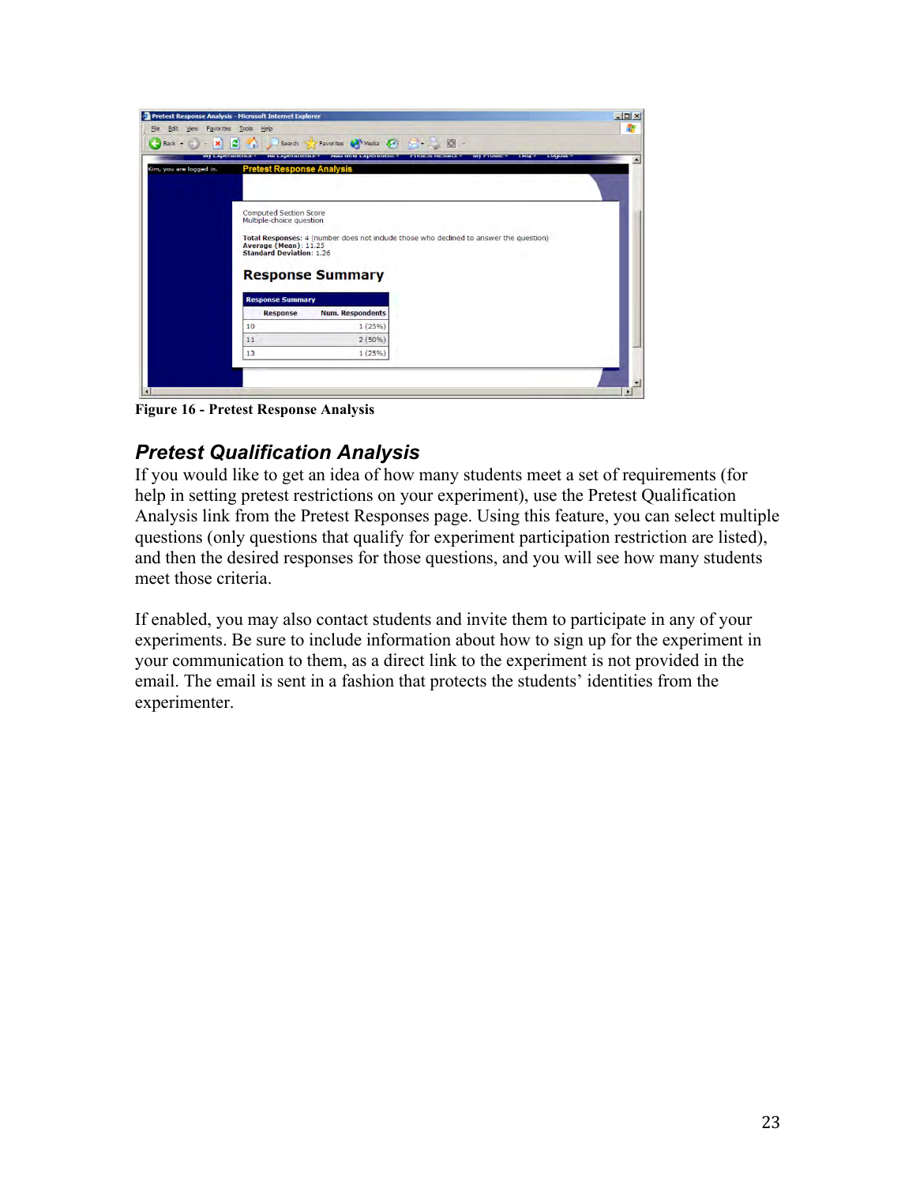Figure 16 - Pretest Response Analysis

## *Pretest Qualification Analysis*

If you would like to get an idea of how many students meet a set of requirements (for help in setting pretest restrictions on your experiment), use the Pretest Qualification Analysis link from the Pretest Responses page. Using this feature, you can select multiple questions (only questions that qualify for experiment participation restriction are listed), and then the desired responses for those questions, and you will see how many students meet those criteria.

If enabled, you may also contact students and invite them to participate in any of your experiments. Be sure to include information about how to sign up for the experiment in your communication to them, as a direct link to the experiment is not provided in the email. The email is sent in a fashion that protects the students' identities from the experimenter.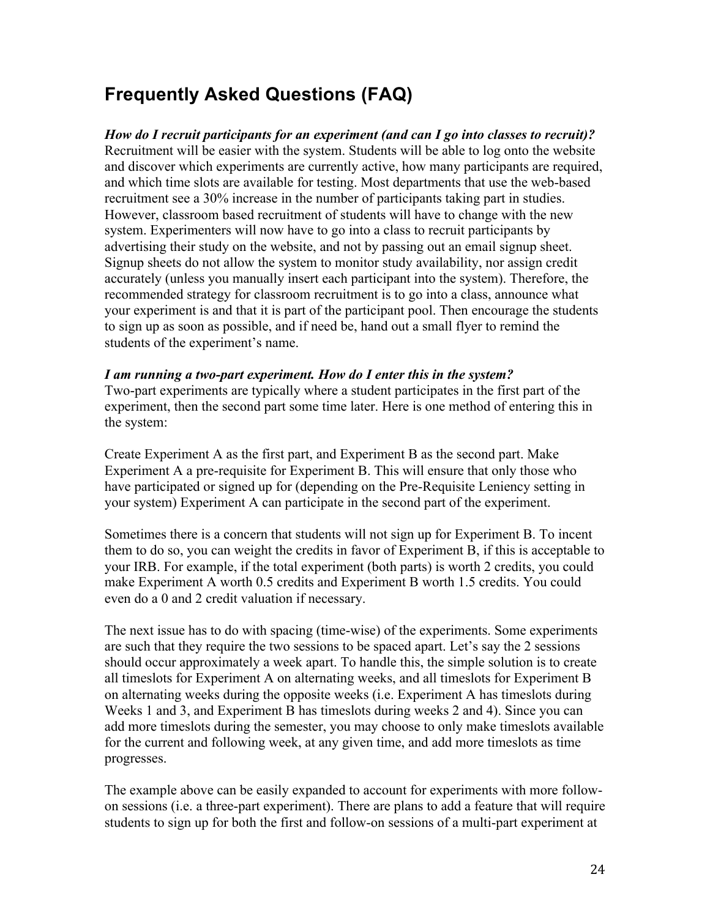## Frequently Asked Questions (FAQ)

***How do I recruit participants for an experiment (and can I go into classes to recruit)?***
Recruitment will be easier with the system. Students will be able to log onto the website and discover which experiments are currently active, how many participants are required, and which time slots are available for testing. Most departments that use the web-based recruitment see a 30% increase in the number of participants taking part in studies. However, classroom based recruitment of students will have to change with the new system. Experimenters will now have to go into a class to recruit participants by advertising their study on the website, and not by passing out an email signup sheet. Signup sheets do not allow the system to monitor study availability, nor assign credit accurately (unless you manually insert each participant into the system). Therefore, the recommended strategy for classroom recruitment is to go into a class, announce what your experiment is and that it is part of the participant pool. Then encourage the students to sign up as soon as possible, and if need be, hand out a small flyer to remind the students of the experiment's name.

***I am running a two-part experiment. How do I enter this in the system?***
Two-part experiments are typically where a student participates in the first part of the experiment, then the second part some time later. Here is one method of entering this in the system:

Create Experiment A as the first part, and Experiment B as the second part. Make Experiment A a pre-requisite for Experiment B. This will ensure that only those who have participated or signed up for (depending on the Pre-Requisite Leniency setting in your system) Experiment A can participate in the second part of the experiment.

Sometimes there is a concern that students will not sign up for Experiment B. To incent them to do so, you can weight the credits in favor of Experiment B, if this is acceptable to your IRB. For example, if the total experiment (both parts) is worth 2 credits, you could make Experiment A worth 0.5 credits and Experiment B worth 1.5 credits. You could even do a 0 and 2 credit valuation if necessary.

The next issue has to do with spacing (time-wise) of the experiments. Some experiments are such that they require the two sessions to be spaced apart. Let's say the 2 sessions should occur approximately a week apart. To handle this, the simple solution is to create all timeslots for Experiment A on alternating weeks, and all timeslots for Experiment B on alternating weeks during the opposite weeks (i.e. Experiment A has timeslots during Weeks 1 and 3, and Experiment B has timeslots during weeks 2 and 4). Since you can add more timeslots during the semester, you may choose to only make timeslots available for the current and following week, at any given time, and add more timeslots as time progresses.

The example above can be easily expanded to account for experiments with more follow-on sessions (i.e. a three-part experiment). There are plans to add a feature that will require students to sign up for both the first and follow-on sessions of a multi-part experiment at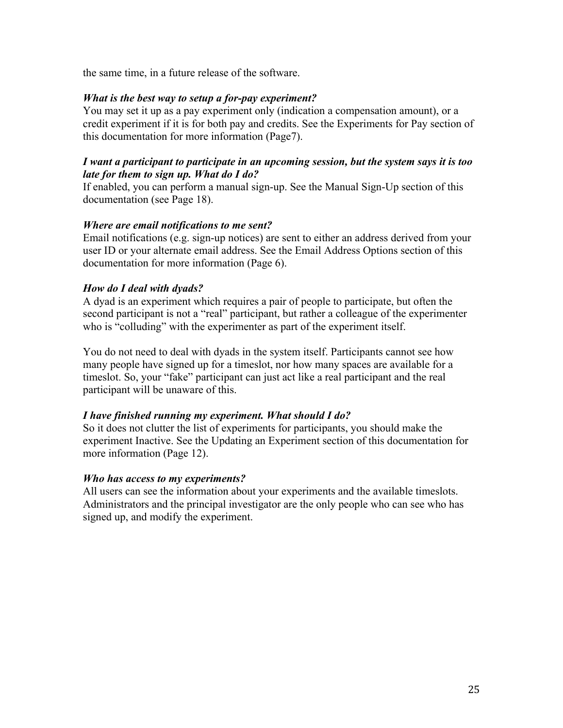the same time, in a future release of the software.

***What is the best way to setup a for-pay experiment?***

You may set it up as a pay experiment only (indication a compensation amount), or a credit experiment if it is for both pay and credits. See the Experiments for Pay section of this documentation for more information (Page7).

***I want a participant to participate in an upcoming session, but the system says it is too late for them to sign up. What do I do?***

If enabled, you can perform a manual sign-up. See the Manual Sign-Up section of this documentation (see Page 18).

***Where are email notifications to me sent?***

Email notifications (e.g. sign-up notices) are sent to either an address derived from your user ID or your alternate email address. See the Email Address Options section of this documentation for more information (Page 6).

***How do I deal with dyads?***

A dyad is an experiment which requires a pair of people to participate, but often the second participant is not a "real" participant, but rather a colleague of the experimenter who is "colluding" with the experimenter as part of the experiment itself.

You do not need to deal with dyads in the system itself. Participants cannot see how many people have signed up for a timeslot, nor how many spaces are available for a timeslot. So, your "fake" participant can just act like a real participant and the real participant will be unaware of this.

***I have finished running my experiment. What should I do?***

So it does not clutter the list of experiments for participants, you should make the experiment Inactive. See the Updating an Experiment section of this documentation for more information (Page 12).

***Who has access to my experiments?***

All users can see the information about your experiments and the available timeslots. Administrators and the principal investigator are the only people who can see who has signed up, and modify the experiment.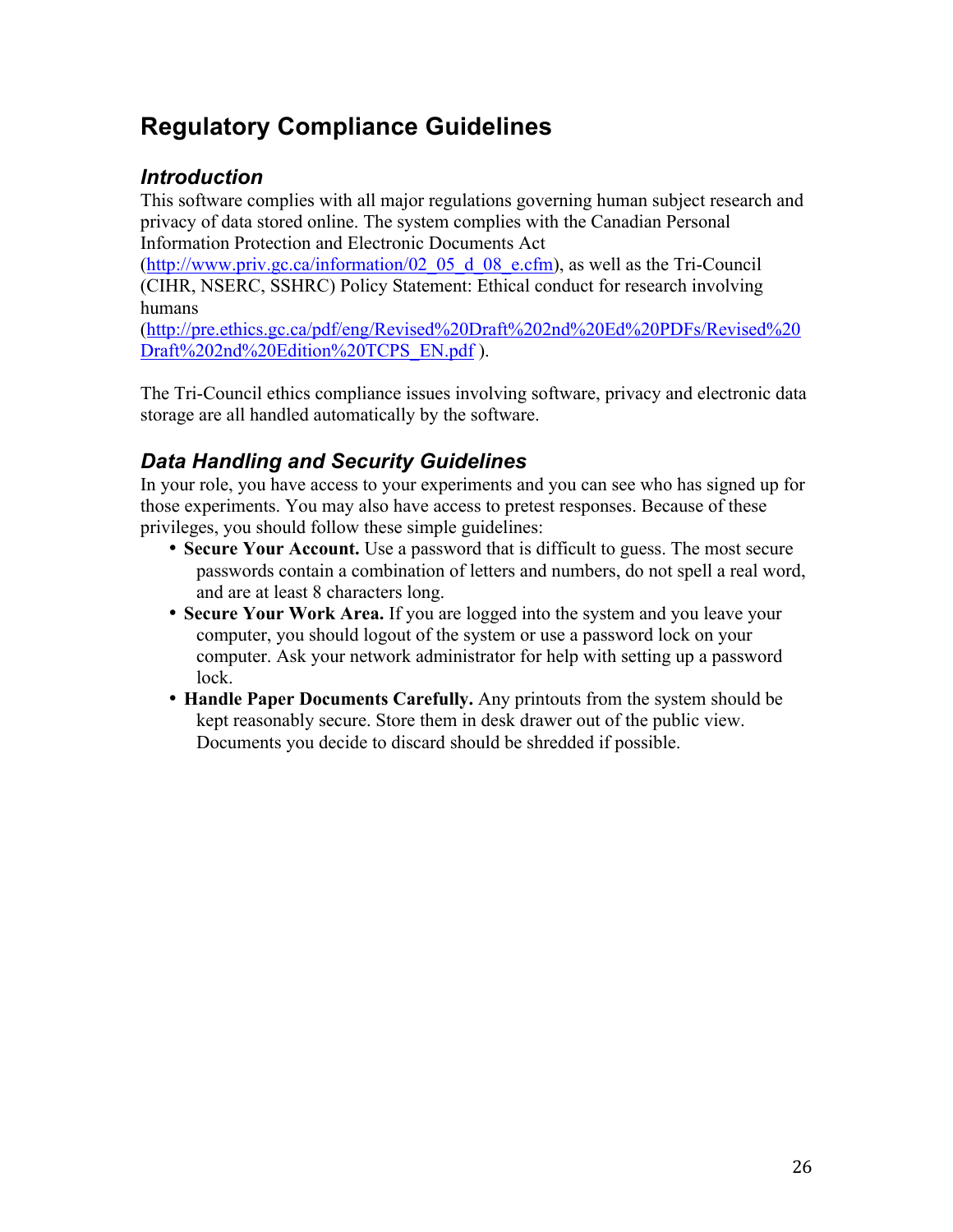## Regulatory Compliance Guidelines

### *Introduction*

This software complies with all major regulations governing human subject research and privacy of data stored online. The system complies with the Canadian Personal Information Protection and Electronic Documents Act (http://www.priv.gc.ca/information/02_05_d_08_e.cfm), as well as the Tri-Council (CIHR, NSERC, SSHRC) Policy Statement: Ethical conduct for research involving humans (http://pre.ethics.gc.ca/pdf/eng/Revised%20Draft%202nd%20Ed%20PDFs/Revised%20Draft%202nd%20Edition%20TCPS_EN.pdf ).

The Tri-Council ethics compliance issues involving software, privacy and electronic data storage are all handled automatically by the software.

### *Data Handling and Security Guidelines*

In your role, you have access to your experiments and you can see who has signed up for those experiments. You may also have access to pretest responses. Because of these privileges, you should follow these simple guidelines:

- **Secure Your Account.** Use a password that is difficult to guess. The most secure passwords contain a combination of letters and numbers, do not spell a real word, and are at least 8 characters long.
- **Secure Your Work Area.** If you are logged into the system and you leave your computer, you should logout of the system or use a password lock on your computer. Ask your network administrator for help with setting up a password lock.
- **Handle Paper Documents Carefully.** Any printouts from the system should be kept reasonably secure. Store them in desk drawer out of the public view. Documents you decide to discard should be shredded if possible.